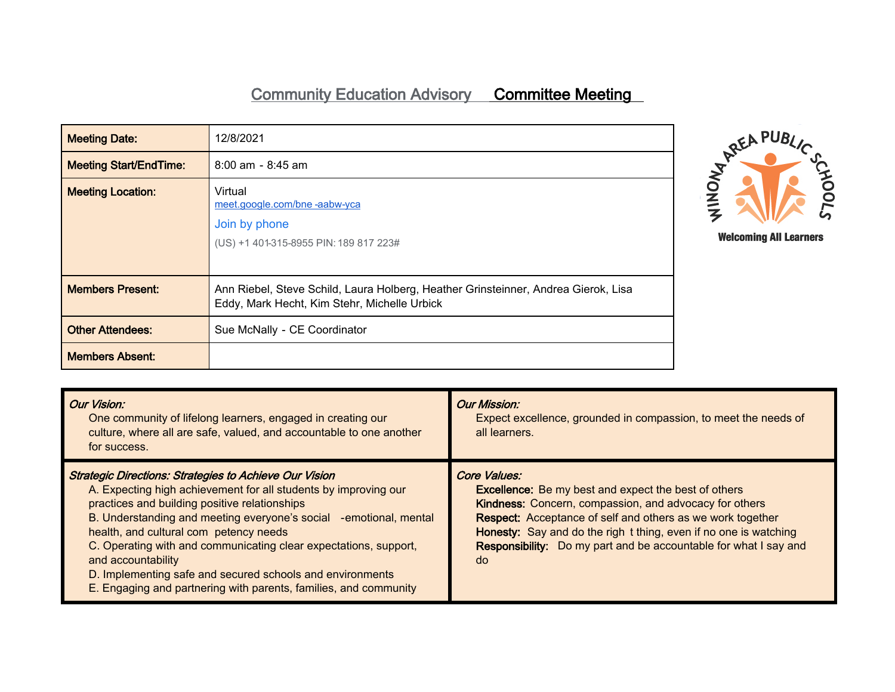# Community Education Advisory Committee Meeting

| | |
|---|---|
| **Meeting Date:** | 12/8/2021 |
| **Meeting Start/EndTime:** | 8:00 am - 8:45 am |
| **Meeting Location:** | Virtual<br>meet.google.com/bne-aabw-yca<br>Join by phone<br>(US) +1 401-315-8955 PIN: 189 817 223# |
| **Members Present:** | Ann Riebel, Steve Schild, Laura Holberg, Heather Grinsteinner, Andrea Gierok, Lisa Eddy, Mark Hecht, Kim Stehr, Michelle Urbick |
| **Other Attendees:** | Sue McNally - CE Coordinator |
| **Members Absent:** | |

WINONA AREA PUBLIC SCHOOLS
Welcoming All Learners

*Our Vision:*
One community of lifelong learners, engaged in creating our culture, where all are safe, valued, and accountable to one another for success.

*Our Mission:*
Expect excellence, grounded in compassion, to meet the needs of all learners.

*Strategic Directions: Strategies to Achieve Our Vision*
A. Expecting high achievement for all students by improving our practices and building positive relationships
B. Understanding and meeting everyone's social-emotional, mental health, and cultural competency needs
C. Operating with and communicating clear expectations, support, and accountability
D. Implementing safe and secured schools and environments
E. Engaging and partnering with parents, families, and community

*Core Values:*
**Excellence:** Be my best and expect the best of others
**Kindness:** Concern, compassion, and advocacy for others
**Respect:** Acceptance of self and others as we work together
**Honesty:** Say and do the right thing, even if no one is watching
**Responsibility:** Do my part and be accountable for what I say and do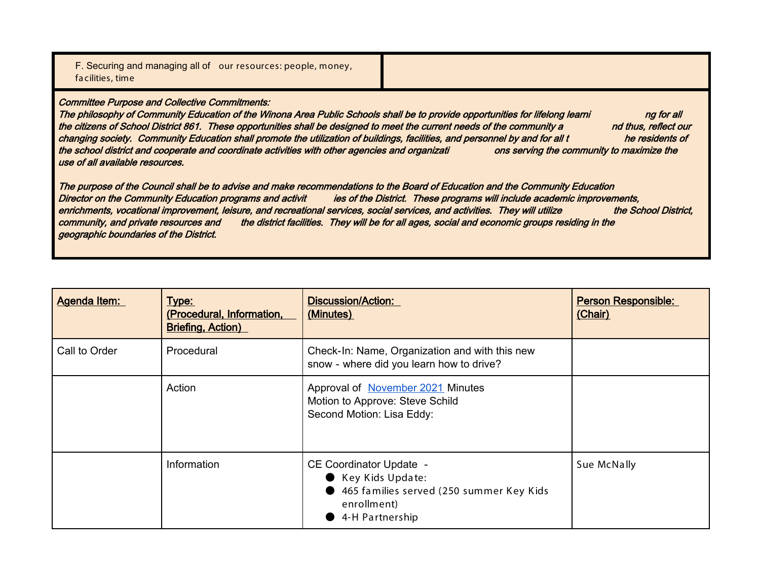| F. Securing and managing all of our resources: people, money, facilities, time | |
|---|---|

***Committee Purpose and Collective Commitments:***
***The philosophy of Community Education of the Winona Area Public Schools shall be to provide opportunities for lifelong learning for all the citizens of School District 861. These opportunities shall be designed to meet the current needs of the community and thus, reflect our changing society. Community Education shall promote the utilization of buildings, facilities, and personnel by and for all the residents of the school district and cooperate and coordinate activities with other agencies and organizations serving the community to maximize the use of all available resources.***

***The purpose of the Council shall be to advise and make recommendations to the Board of Education and the Community Education Director on the Community Education programs and activities of the District. These programs will include academic improvements, enrichments, vocational improvement, leisure, and recreational services, social services, and activities. They will utilize the School District, community, and private resources and the district facilities. They will be for all ages, social and economic groups residing in the geographic boundaries of the District.***

| **Agenda Item:** | **Type: (Procedural, Information, Briefing, Action)** | **Discussion/Action: (Minutes)** | **Person Responsible: (Chair)** |
|---|---|---|---|
| Call to Order | Procedural | Check-In: Name, Organization and with this new snow - where did you learn how to drive? | |
| | Action | Approval of November 2021 Minutes<br>Motion to Approve: Steve Schild<br>Second Motion: Lisa Eddy: | |
| | Information | CE Coordinator Update -<br>● Key Kids Update:<br>● 465 families served (250 summer Key Kids enrollment)<br>● 4-H Partnership | Sue McNally |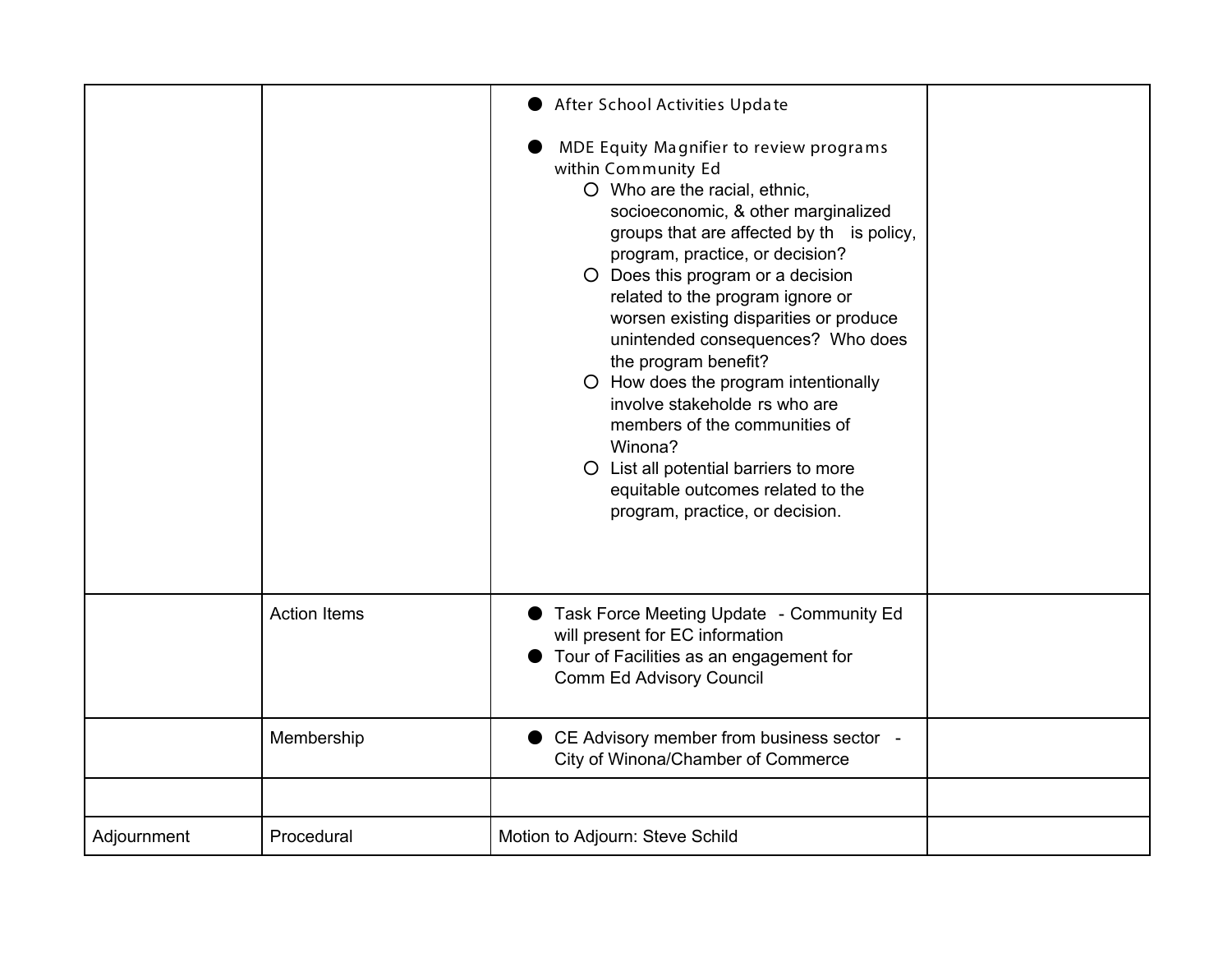| | | | |
|---|---|---|---|
| | | ● After School Activities Update<br><br>● MDE Equity Magnifier to review programs within Community Ed<br>&nbsp;&nbsp;&nbsp;○ Who are the racial, ethnic, socioeconomic, & other marginalized groups that are affected by this policy, program, practice, or decision?<br>&nbsp;&nbsp;&nbsp;○ Does this program or a decision related to the program ignore or worsen existing disparities or produce unintended consequences? Who does the program benefit?<br>&nbsp;&nbsp;&nbsp;○ How does the program intentionally involve stakeholders who are members of the communities of Winona?<br>&nbsp;&nbsp;&nbsp;○ List all potential barriers to more equitable outcomes related to the program, practice, or decision. | |
| | Action Items | ● Task Force Meeting Update - Community Ed will present for EC information<br>● Tour of Facilities as an engagement for Comm Ed Advisory Council | |
| | Membership | ● CE Advisory member from business sector - City of Winona/Chamber of Commerce | |
| | | | |
| Adjournment | Procedural | Motion to Adjourn: Steve Schild | |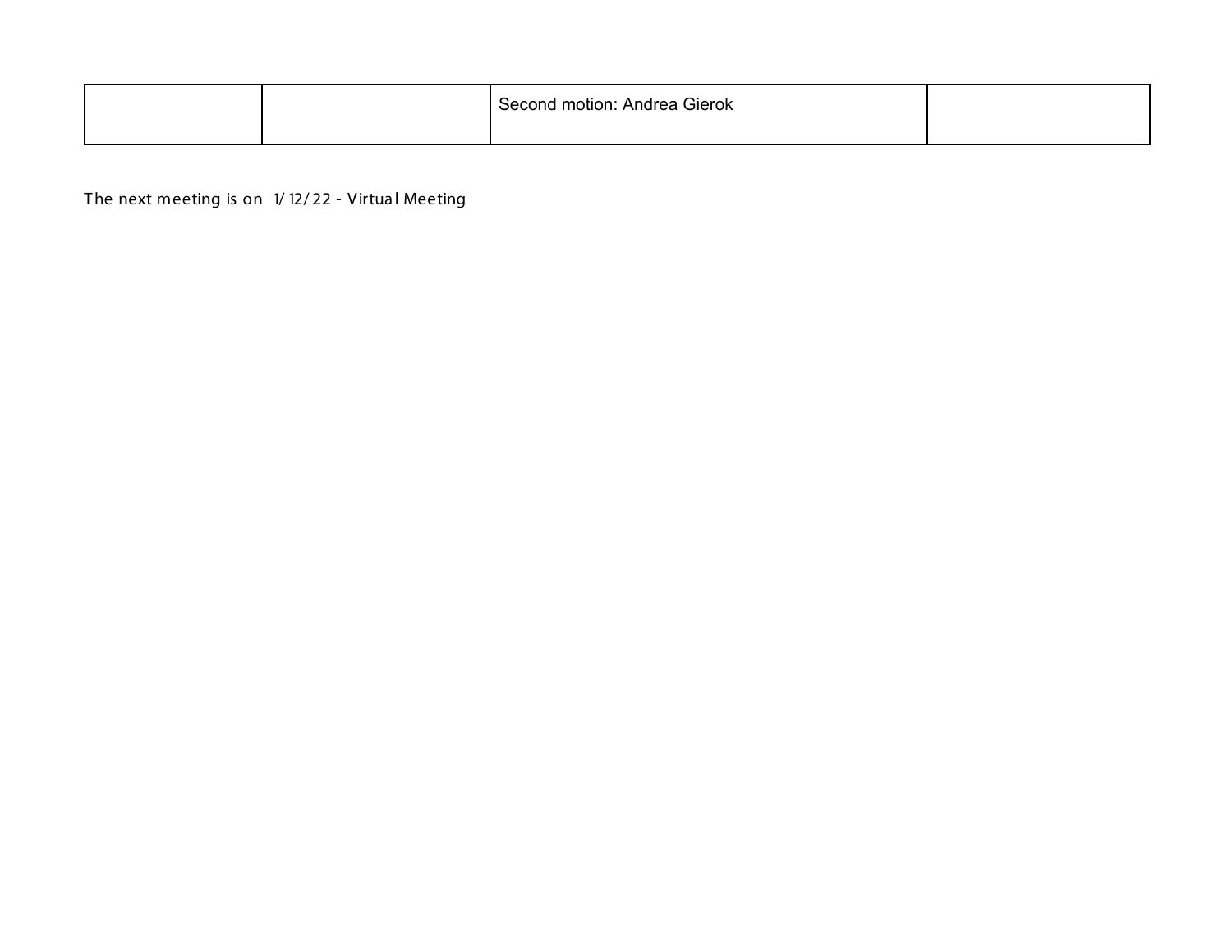| | | | |
|---|---|---|---|
| | | Second motion: Andrea Gierok | |

The next meeting is on 1/12/22 - Virtual Meeting